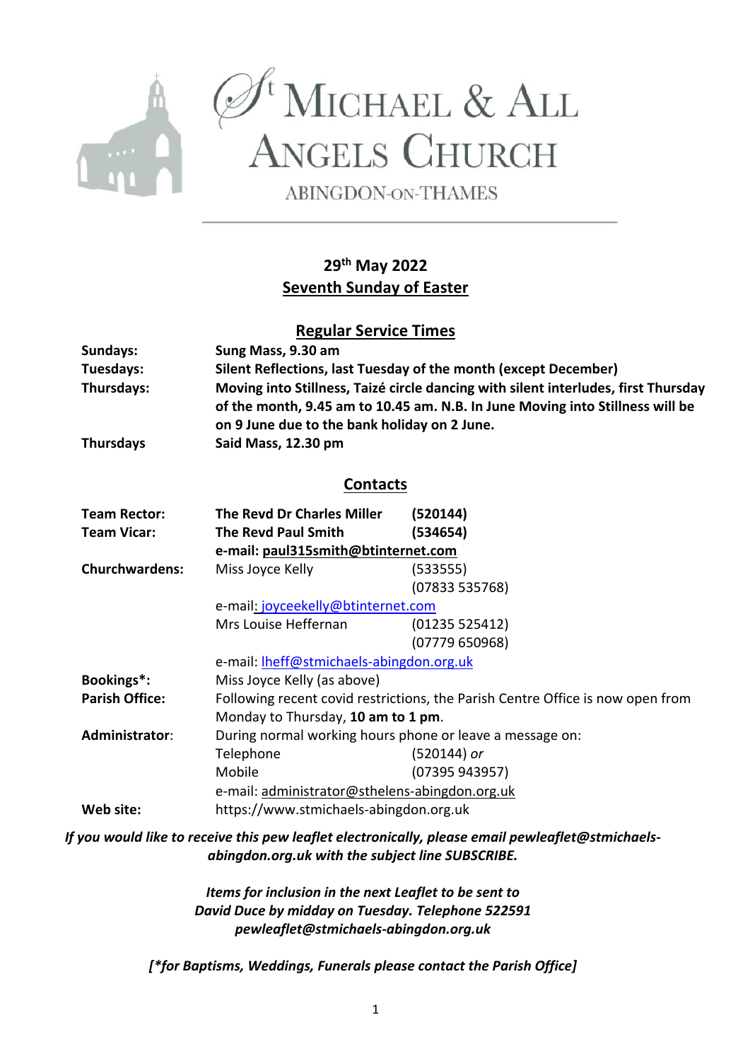# St Michael & All Angels Church

ABINGDON-ON-THAMES

**29th May 2022**
**Seventh Sunday of Easter**

## Regular Service Times

| | |
|---|---|
| **Sundays:** | **Sung Mass, 9.30 am** |
| **Tuesdays:** | **Silent Reflections, last Tuesday of the month (except December)** |
| **Thursdays:** | **Moving into Stillness, Taizé circle dancing with silent interludes, first Thursday of the month, 9.45 am to 10.45 am. N.B. In June Moving into Stillness will be on 9 June due to the bank holiday on 2 June.** |
| **Thursdays** | **Said Mass, 12.30 pm** |

## Contacts

| | | |
|---|---|---|
| **Team Rector:** | **The Revd Dr Charles Miller** | **(520144)** |
| **Team Vicar:** | **The Revd Paul Smith** | **(534654)** |
| | **e-mail: paul315smith@btinternet.com** | |
| **Churchwardens:** | Miss Joyce Kelly | (533555) |
| | | (07833 535768) |
| | e-mail: joyceekelly@btinternet.com | |
| | Mrs Louise Heffernan | (01235 525412) |
| | | (07779 650968) |
| | e-mail: lheff@stmichaels-abingdon.org.uk | |
| **Bookings*:** | Miss Joyce Kelly (as above) | |
| **Parish Office:** | Following recent covid restrictions, the Parish Centre Office is now open from Monday to Thursday, **10 am to 1 pm**. | |
| **Administrator**: | During normal working hours phone or leave a message on: | |
| | Telephone | (520144) *or* |
| | Mobile | (07395 943957) |
| | e-mail: administrator@sthelens-abingdon.org.uk | |
| **Web site:** | https://www.stmichaels-abingdon.org.uk | |

***If you would like to receive this pew leaflet electronically, please email pewleaflet@stmichaels-abingdon.org.uk with the subject line SUBSCRIBE.***

***Items for inclusion in the next Leaflet to be sent to David Duce by midday on Tuesday. Telephone 522591 pewleaflet@stmichaels-abingdon.org.uk***

***[*for Baptisms, Weddings, Funerals please contact the Parish Office]***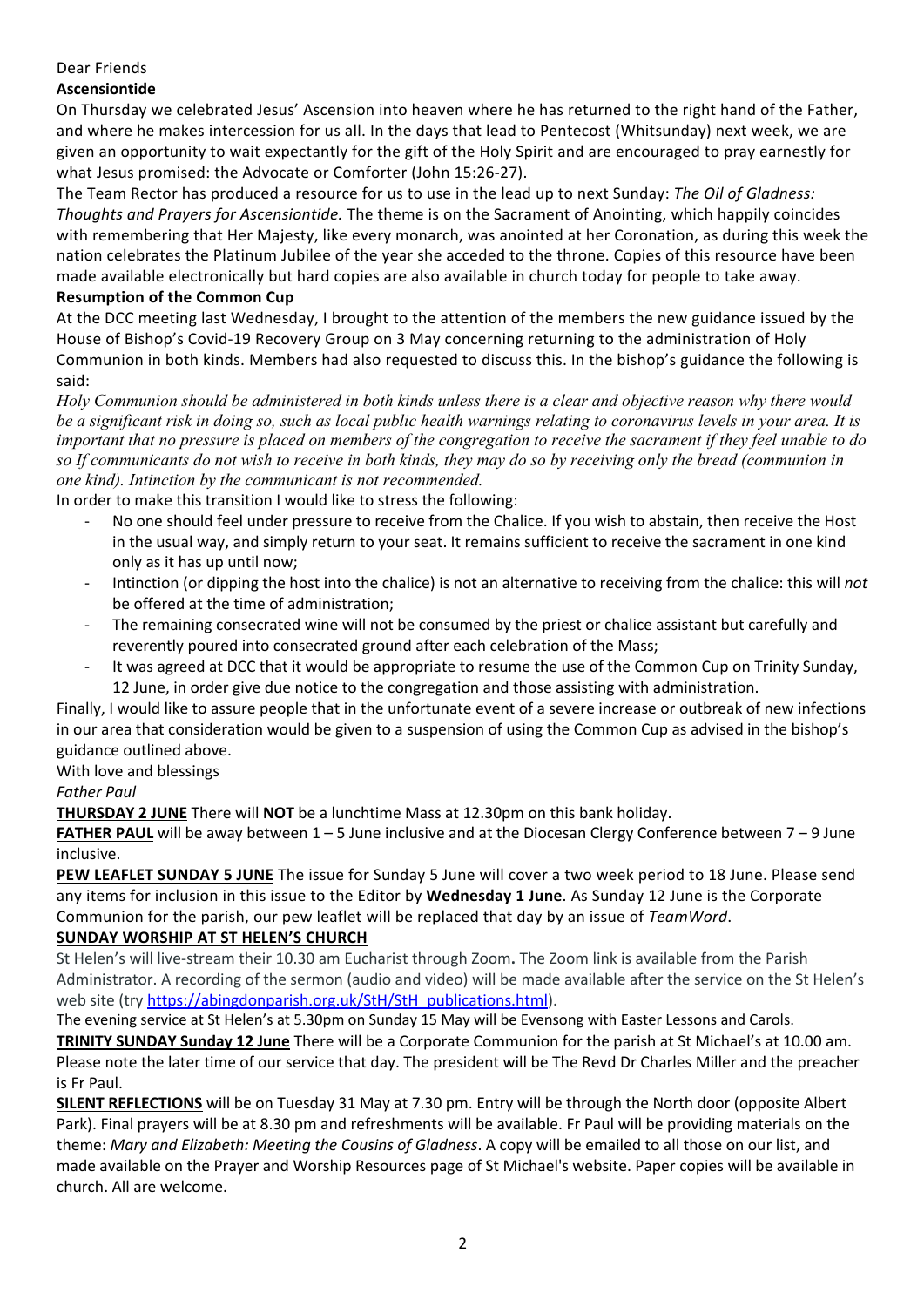Dear Friends

**Ascensiontide**

On Thursday we celebrated Jesus' Ascension into heaven where he has returned to the right hand of the Father, and where he makes intercession for us all. In the days that lead to Pentecost (Whitsunday) next week, we are given an opportunity to wait expectantly for the gift of the Holy Spirit and are encouraged to pray earnestly for what Jesus promised: the Advocate or Comforter (John 15:26-27).

The Team Rector has produced a resource for us to use in the lead up to next Sunday: *The Oil of Gladness: Thoughts and Prayers for Ascensiontide.* The theme is on the Sacrament of Anointing, which happily coincides with remembering that Her Majesty, like every monarch, was anointed at her Coronation, as during this week the nation celebrates the Platinum Jubilee of the year she acceded to the throne. Copies of this resource have been made available electronically but hard copies are also available in church today for people to take away.

**Resumption of the Common Cup**

At the DCC meeting last Wednesday, I brought to the attention of the members the new guidance issued by the House of Bishop's Covid-19 Recovery Group on 3 May concerning returning to the administration of Holy Communion in both kinds. Members had also requested to discuss this. In the bishop's guidance the following is said:

*Holy Communion should be administered in both kinds unless there is a clear and objective reason why there would be a significant risk in doing so, such as local public health warnings relating to coronavirus levels in your area. It is important that no pressure is placed on members of the congregation to receive the sacrament if they feel unable to do so If communicants do not wish to receive in both kinds, they may do so by receiving only the bread (communion in one kind). Intinction by the communicant is not recommended.*

In order to make this transition I would like to stress the following:

- No one should feel under pressure to receive from the Chalice. If you wish to abstain, then receive the Host in the usual way, and simply return to your seat. It remains sufficient to receive the sacrament in one kind only as it has up until now;
- Intinction (or dipping the host into the chalice) is not an alternative to receiving from the chalice: this will *not* be offered at the time of administration;
- The remaining consecrated wine will not be consumed by the priest or chalice assistant but carefully and reverently poured into consecrated ground after each celebration of the Mass;
- It was agreed at DCC that it would be appropriate to resume the use of the Common Cup on Trinity Sunday, 12 June, in order give due notice to the congregation and those assisting with administration.

Finally, I would like to assure people that in the unfortunate event of a severe increase or outbreak of new infections in our area that consideration would be given to a suspension of using the Common Cup as advised in the bishop's guidance outlined above.

With love and blessings

*Father Paul*

**THURSDAY 2 JUNE** There will **NOT** be a lunchtime Mass at 12.30pm on this bank holiday.

**FATHER PAUL** will be away between 1 – 5 June inclusive and at the Diocesan Clergy Conference between 7 – 9 June inclusive.

**PEW LEAFLET SUNDAY 5 JUNE** The issue for Sunday 5 June will cover a two week period to 18 June. Please send any items for inclusion in this issue to the Editor by **Wednesday 1 June**. As Sunday 12 June is the Corporate Communion for the parish, our pew leaflet will be replaced that day by an issue of *TeamWord*.

**SUNDAY WORSHIP AT ST HELEN'S CHURCH**

St Helen's will live-stream their 10.30 am Eucharist through Zoom**.** The Zoom link is available from the Parish Administrator. A recording of the sermon (audio and video) will be made available after the service on the St Helen's web site (try [https://abingdonparish.org.uk/StH/StH_publications.html](https://abingdonparish.org.uk/StH/StH_publications.html)).

The evening service at St Helen's at 5.30pm on Sunday 15 May will be Evensong with Easter Lessons and Carols.

**TRINITY SUNDAY Sunday 12 June** There will be a Corporate Communion for the parish at St Michael's at 10.00 am. Please note the later time of our service that day. The president will be The Revd Dr Charles Miller and the preacher is Fr Paul.

**SILENT REFLECTIONS** will be on Tuesday 31 May at 7.30 pm. Entry will be through the North door (opposite Albert Park). Final prayers will be at 8.30 pm and refreshments will be available. Fr Paul will be providing materials on the theme: *Mary and Elizabeth: Meeting the Cousins of Gladness*. A copy will be emailed to all those on our list, and made available on the Prayer and Worship Resources page of St Michael's website. Paper copies will be available in church. All are welcome.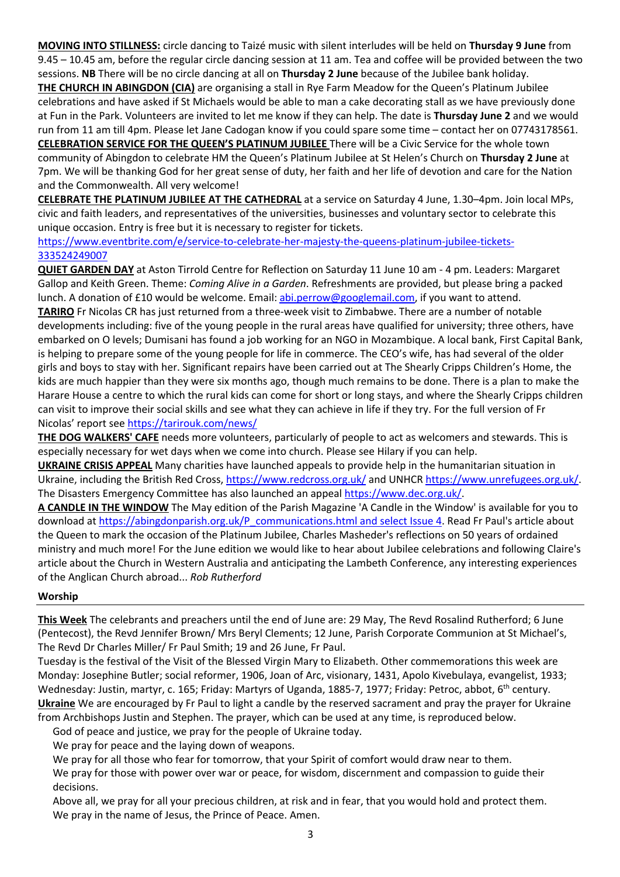**MOVING INTO STILLNESS:** circle dancing to Taizé music with silent interludes will be held on **Thursday 9 June** from 9.45 – 10.45 am, before the regular circle dancing session at 11 am. Tea and coffee will be provided between the two sessions. **NB** There will be no circle dancing at all on **Thursday 2 June** because of the Jubilee bank holiday.

**THE CHURCH IN ABINGDON (CIA)** are organising a stall in Rye Farm Meadow for the Queen's Platinum Jubilee celebrations and have asked if St Michaels would be able to man a cake decorating stall as we have previously done at Fun in the Park. Volunteers are invited to let me know if they can help. The date is **Thursday June 2** and we would run from 11 am till 4pm. Please let Jane Cadogan know if you could spare some time – contact her on 07743178561.

**CELEBRATION SERVICE FOR THE QUEEN'S PLATINUM JUBILEE** There will be a Civic Service for the whole town community of Abingdon to celebrate HM the Queen's Platinum Jubilee at St Helen's Church on **Thursday 2 June** at 7pm. We will be thanking God for her great sense of duty, her faith and her life of devotion and care for the Nation and the Commonwealth. All very welcome!

**CELEBRATE THE PLATINUM JUBILEE AT THE CATHEDRAL** at a service on Saturday 4 June, 1.30–4pm. Join local MPs, civic and faith leaders, and representatives of the universities, businesses and voluntary sector to celebrate this unique occasion. Entry is free but it is necessary to register for tickets.
https://www.eventbrite.com/e/service-to-celebrate-her-majesty-the-queens-platinum-jubilee-tickets-333524249007

**QUIET GARDEN DAY** at Aston Tirrold Centre for Reflection on Saturday 11 June 10 am - 4 pm. Leaders: Margaret Gallop and Keith Green. Theme: *Coming Alive in a Garden*. Refreshments are provided, but please bring a packed lunch. A donation of £10 would be welcome. Email: abi.perrow@googlemail.com, if you want to attend.

**TARIRO** Fr Nicolas CR has just returned from a three-week visit to Zimbabwe. There are a number of notable developments including: five of the young people in the rural areas have qualified for university; three others, have embarked on O levels; Dumisani has found a job working for an NGO in Mozambique. A local bank, First Capital Bank, is helping to prepare some of the young people for life in commerce. The CEO's wife, has had several of the older girls and boys to stay with her. Significant repairs have been carried out at The Shearly Cripps Children's Home, the kids are much happier than they were six months ago, though much remains to be done. There is a plan to make the Harare House a centre to which the rural kids can come for short or long stays, and where the Shearly Cripps children can visit to improve their social skills and see what they can achieve in life if they try. For the full version of Fr Nicolas' report see https://tarirouk.com/news/

**THE DOG WALKERS' CAFE** needs more volunteers, particularly of people to act as welcomers and stewards. This is especially necessary for wet days when we come into church. Please see Hilary if you can help.

**UKRAINE CRISIS APPEAL** Many charities have launched appeals to provide help in the humanitarian situation in Ukraine, including the British Red Cross, https://www.redcross.org.uk/ and UNHCR https://www.unrefugees.org.uk/. The Disasters Emergency Committee has also launched an appeal https://www.dec.org.uk/.

**A CANDLE IN THE WINDOW** The May edition of the Parish Magazine 'A Candle in the Window' is available for you to download at https://abingdonparish.org.uk/P_communications.html and select Issue 4. Read Fr Paul's article about the Queen to mark the occasion of the Platinum Jubilee, Charles Masheder's reflections on 50 years of ordained ministry and much more! For the June edition we would like to hear about Jubilee celebrations and following Claire's article about the Church in Western Australia and anticipating the Lambeth Conference, any interesting experiences of the Anglican Church abroad... *Rob Rutherford*

## Worship

**This Week** The celebrants and preachers until the end of June are: 29 May, The Revd Rosalind Rutherford; 6 June (Pentecost), the Revd Jennifer Brown/ Mrs Beryl Clements; 12 June, Parish Corporate Communion at St Michael's, The Revd Dr Charles Miller/ Fr Paul Smith; 19 and 26 June, Fr Paul.

Tuesday is the festival of the Visit of the Blessed Virgin Mary to Elizabeth. Other commemorations this week are Monday: Josephine Butler; social reformer, 1906, Joan of Arc, visionary, 1431, Apolo Kivebulaya, evangelist, 1933; Wednesday: Justin, martyr, c. 165; Friday: Martyrs of Uganda, 1885-7, 1977; Friday: Petroc, abbot, 6th century.

**Ukraine** We are encouraged by Fr Paul to light a candle by the reserved sacrament and pray the prayer for Ukraine from Archbishops Justin and Stephen. The prayer, which can be used at any time, is reproduced below.

God of peace and justice, we pray for the people of Ukraine today.
We pray for peace and the laying down of weapons.
We pray for all those who fear for tomorrow, that your Spirit of comfort would draw near to them.
We pray for those with power over war or peace, for wisdom, discernment and compassion to guide their decisions.
Above all, we pray for all your precious children, at risk and in fear, that you would hold and protect them.
We pray in the name of Jesus, the Prince of Peace. Amen.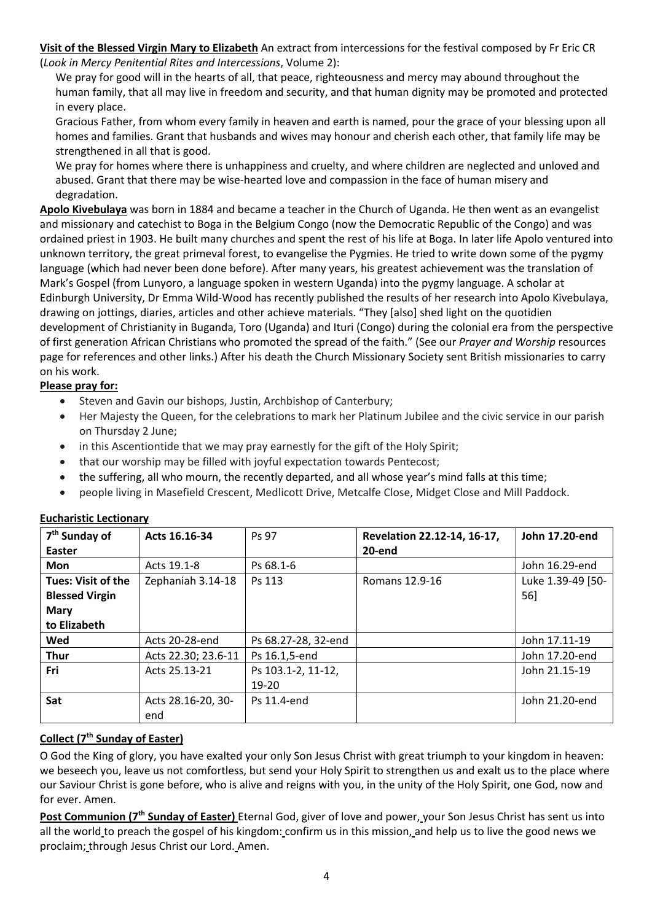**Visit of the Blessed Virgin Mary to Elizabeth** An extract from intercessions for the festival composed by Fr Eric CR (*Look in Mercy Penitential Rites and Intercessions*, Volume 2):

We pray for good will in the hearts of all, that peace, righteousness and mercy may abound throughout the human family, that all may live in freedom and security, and that human dignity may be promoted and protected in every place.

Gracious Father, from whom every family in heaven and earth is named, pour the grace of your blessing upon all homes and families. Grant that husbands and wives may honour and cherish each other, that family life may be strengthened in all that is good.

We pray for homes where there is unhappiness and cruelty, and where children are neglected and unloved and abused. Grant that there may be wise-hearted love and compassion in the face of human misery and degradation.

**Apolo Kivebulaya** was born in 1884 and became a teacher in the Church of Uganda. He then went as an evangelist and missionary and catechist to Boga in the Belgium Congo (now the Democratic Republic of the Congo) and was ordained priest in 1903. He built many churches and spent the rest of his life at Boga. In later life Apolo ventured into unknown territory, the great primeval forest, to evangelise the Pygmies. He tried to write down some of the pygmy language (which had never been done before). After many years, his greatest achievement was the translation of Mark's Gospel (from Lunyoro, a language spoken in western Uganda) into the pygmy language. A scholar at Edinburgh University, Dr Emma Wild-Wood has recently published the results of her research into Apolo Kivebulaya, drawing on jottings, diaries, articles and other achieve materials. "They [also] shed light on the quotidien development of Christianity in Buganda, Toro (Uganda) and Ituri (Congo) during the colonial era from the perspective of first generation African Christians who promoted the spread of the faith." (See our *Prayer and Worship* resources page for references and other links.) After his death the Church Missionary Society sent British missionaries to carry on his work.

**Please pray for:**

- Steven and Gavin our bishops, Justin, Archbishop of Canterbury;
- Her Majesty the Queen, for the celebrations to mark her Platinum Jubilee and the civic service in our parish on Thursday 2 June;
- in this Ascentiontide that we may pray earnestly for the gift of the Holy Spirit;
- that our worship may be filled with joyful expectation towards Pentecost;
- the suffering, all who mourn, the recently departed, and all whose year's mind falls at this time;
- people living in Masefield Crescent, Medlicott Drive, Metcalfe Close, Midget Close and Mill Paddock.

**Eucharistic Lectionary**

| 7th Sunday of Easter | Acts 16.16-34 | Ps 97 | Revelation 22.12-14, 16-17, 20-end | John 17.20-end |
|---|---|---|---|---|
| Mon | Acts 19.1-8 | Ps 68.1-6 | | John 16.29-end |
| Tues: Visit of the Blessed Virgin Mary to Elizabeth | Zephaniah 3.14-18 | Ps 113 | Romans 12.9-16 | Luke 1.39-49 [50-56] |
| Wed | Acts 20-28-end | Ps 68.27-28, 32-end | | John 17.11-19 |
| Thur | Acts 22.30; 23.6-11 | Ps 16.1,5-end | | John 17.20-end |
| Fri | Acts 25.13-21 | Ps 103.1-2, 11-12, 19-20 | | John 21.15-19 |
| Sat | Acts 28.16-20, 30-end | Ps 11.4-end | | John 21.20-end |

**Collect (7th Sunday of Easter)**

O God the King of glory, you have exalted your only Son Jesus Christ with great triumph to your kingdom in heaven: we beseech you, leave us not comfortless, but send your Holy Spirit to strengthen us and exalt us to the place where our Saviour Christ is gone before, who is alive and reigns with you, in the unity of the Holy Spirit, one God, now and for ever. Amen.

**Post Communion (7th Sunday of Easter)** Eternal God, giver of love and power, your Son Jesus Christ has sent us into all the world to preach the gospel of his kingdom: confirm us in this mission, and help us to live the good news we proclaim; through Jesus Christ our Lord. Amen.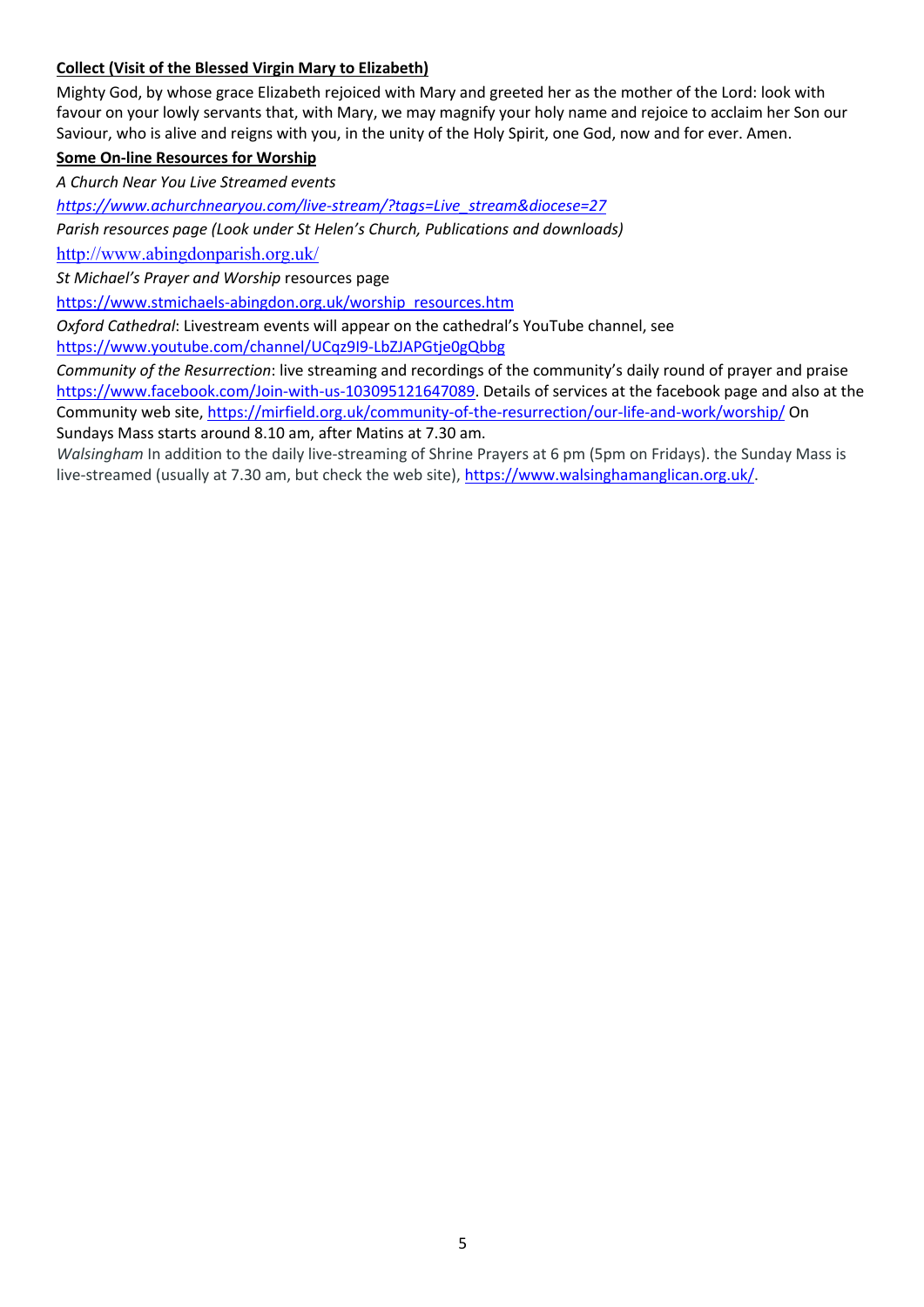**Collect (Visit of the Blessed Virgin Mary to Elizabeth)**

Mighty God, by whose grace Elizabeth rejoiced with Mary and greeted her as the mother of the Lord: look with favour on your lowly servants that, with Mary, we may magnify your holy name and rejoice to acclaim her Son our Saviour, who is alive and reigns with you, in the unity of the Holy Spirit, one God, now and for ever. Amen.

**Some On-line Resources for Worship**

*A Church Near You Live Streamed events*

*https://www.achurchnearyou.com/live-stream/?tags=Live_stream&diocese=27*

*Parish resources page (Look under St Helen's Church, Publications and downloads)*

http://www.abingdonparish.org.uk/

*St Michael's Prayer and Worship* resources page

https://www.stmichaels-abingdon.org.uk/worship_resources.htm

*Oxford Cathedral*: Livestream events will appear on the cathedral's YouTube channel, see https://www.youtube.com/channel/UCqz9I9-LbZJAPGtje0gQbbg

*Community of the Resurrection*: live streaming and recordings of the community's daily round of prayer and praise https://www.facebook.com/Join-with-us-103095121647089. Details of services at the facebook page and also at the Community web site, https://mirfield.org.uk/community-of-the-resurrection/our-life-and-work/worship/ On Sundays Mass starts around 8.10 am, after Matins at 7.30 am.

*Walsingham* In addition to the daily live-streaming of Shrine Prayers at 6 pm (5pm on Fridays). the Sunday Mass is live-streamed (usually at 7.30 am, but check the web site), https://www.walsinghamanglican.org.uk/.